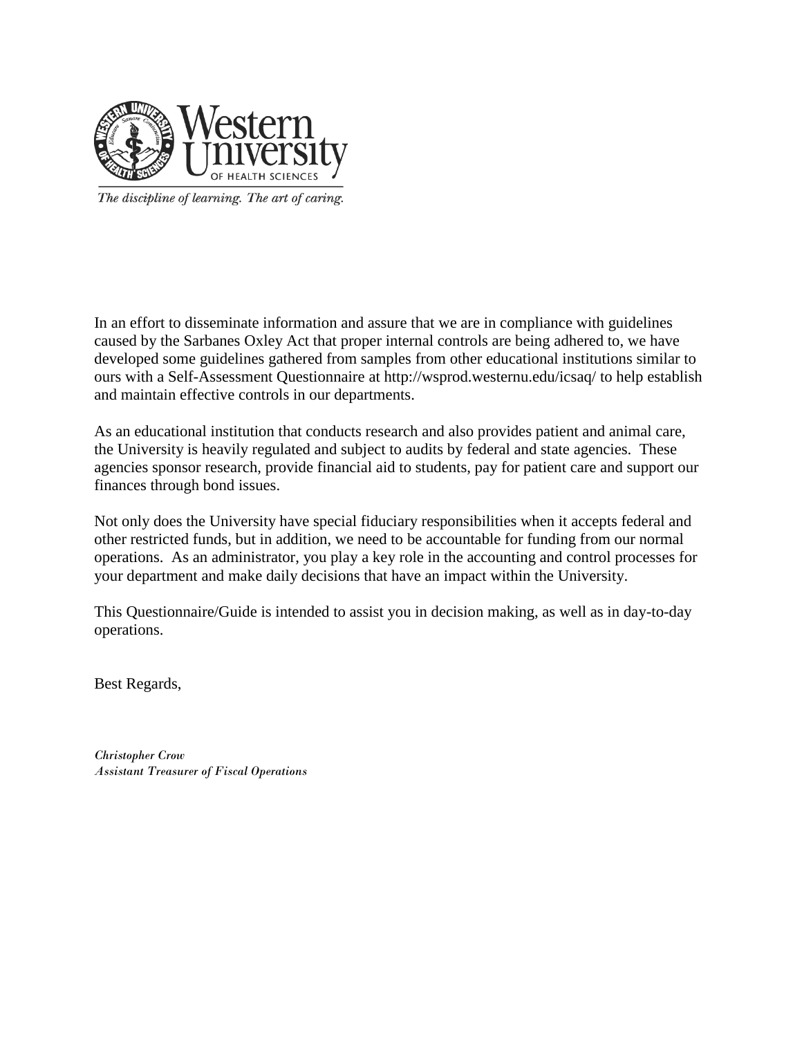Western University OF HEALTH SCIENCES

*The discipline of learning. The art of caring.*

In an effort to disseminate information and assure that we are in compliance with guidelines caused by the Sarbanes Oxley Act that proper internal controls are being adhered to, we have developed some guidelines gathered from samples from other educational institutions similar to ours with a Self-Assessment Questionnaire at http://wsprod.westernu.edu/icsaq/ to help establish and maintain effective controls in our departments.

As an educational institution that conducts research and also provides patient and animal care, the University is heavily regulated and subject to audits by federal and state agencies. These agencies sponsor research, provide financial aid to students, pay for patient care and support our finances through bond issues.

Not only does the University have special fiduciary responsibilities when it accepts federal and other restricted funds, but in addition, we need to be accountable for funding from our normal operations. As an administrator, you play a key role in the accounting and control processes for your department and make daily decisions that have an impact within the University.

This Questionnaire/Guide is intended to assist you in decision making, as well as in day-to-day operations.

Best Regards,

*Christopher Crow*
*Assistant Treasurer of Fiscal Operations*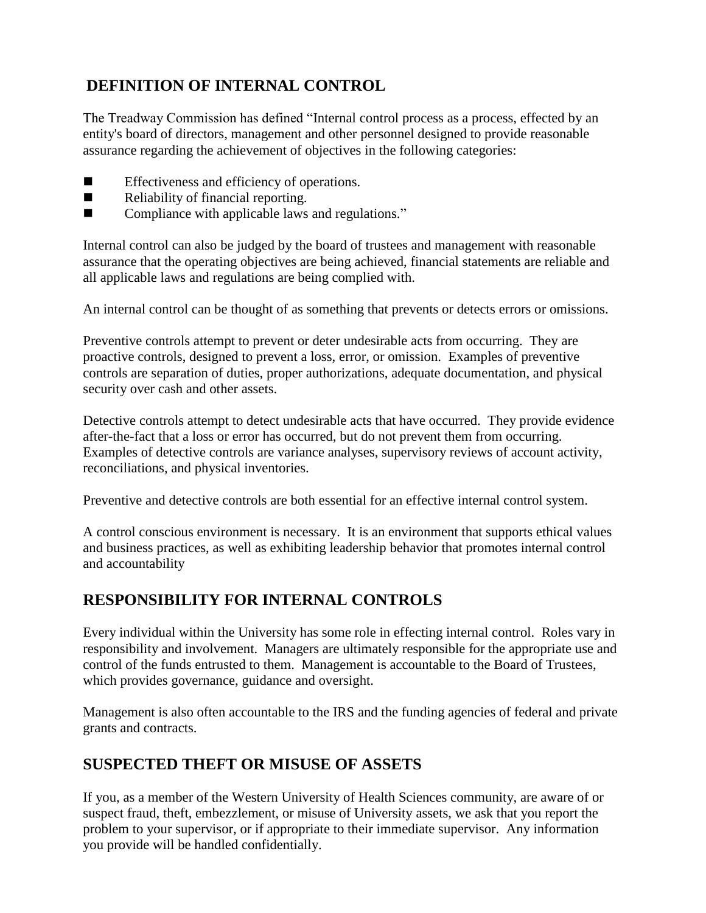## DEFINITION OF INTERNAL CONTROL

The Treadway Commission has defined "Internal control process as a process, effected by an entity's board of directors, management and other personnel designed to provide reasonable assurance regarding the achievement of objectives in the following categories:

- Effectiveness and efficiency of operations.
- Reliability of financial reporting.
- Compliance with applicable laws and regulations."

Internal control can also be judged by the board of trustees and management with reasonable assurance that the operating objectives are being achieved, financial statements are reliable and all applicable laws and regulations are being complied with.

An internal control can be thought of as something that prevents or detects errors or omissions.

Preventive controls attempt to prevent or deter undesirable acts from occurring. They are proactive controls, designed to prevent a loss, error, or omission. Examples of preventive controls are separation of duties, proper authorizations, adequate documentation, and physical security over cash and other assets.

Detective controls attempt to detect undesirable acts that have occurred. They provide evidence after-the-fact that a loss or error has occurred, but do not prevent them from occurring. Examples of detective controls are variance analyses, supervisory reviews of account activity, reconciliations, and physical inventories.

Preventive and detective controls are both essential for an effective internal control system.

A control conscious environment is necessary. It is an environment that supports ethical values and business practices, as well as exhibiting leadership behavior that promotes internal control and accountability

## RESPONSIBILITY FOR INTERNAL CONTROLS

Every individual within the University has some role in effecting internal control. Roles vary in responsibility and involvement. Managers are ultimately responsible for the appropriate use and control of the funds entrusted to them. Management is accountable to the Board of Trustees, which provides governance, guidance and oversight.

Management is also often accountable to the IRS and the funding agencies of federal and private grants and contracts.

## SUSPECTED THEFT OR MISUSE OF ASSETS

If you, as a member of the Western University of Health Sciences community, are aware of or suspect fraud, theft, embezzlement, or misuse of University assets, we ask that you report the problem to your supervisor, or if appropriate to their immediate supervisor. Any information you provide will be handled confidentially.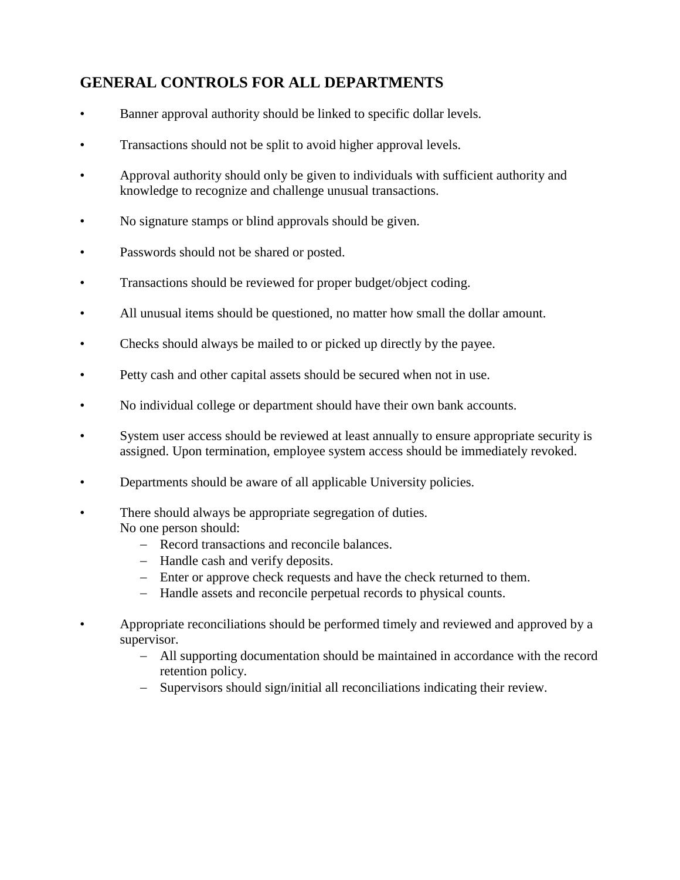## GENERAL CONTROLS FOR ALL DEPARTMENTS

- Banner approval authority should be linked to specific dollar levels.
- Transactions should not be split to avoid higher approval levels.
- Approval authority should only be given to individuals with sufficient authority and knowledge to recognize and challenge unusual transactions.
- No signature stamps or blind approvals should be given.
- Passwords should not be shared or posted.
- Transactions should be reviewed for proper budget/object coding.
- All unusual items should be questioned, no matter how small the dollar amount.
- Checks should always be mailed to or picked up directly by the payee.
- Petty cash and other capital assets should be secured when not in use.
- No individual college or department should have their own bank accounts.
- System user access should be reviewed at least annually to ensure appropriate security is assigned. Upon termination, employee system access should be immediately revoked.
- Departments should be aware of all applicable University policies.
- There should always be appropriate segregation of duties.
  No one person should:
  - Record transactions and reconcile balances.
  - Handle cash and verify deposits.
  - Enter or approve check requests and have the check returned to them.
  - Handle assets and reconcile perpetual records to physical counts.
- Appropriate reconciliations should be performed timely and reviewed and approved by a supervisor.
  - All supporting documentation should be maintained in accordance with the record retention policy.
  - Supervisors should sign/initial all reconciliations indicating their review.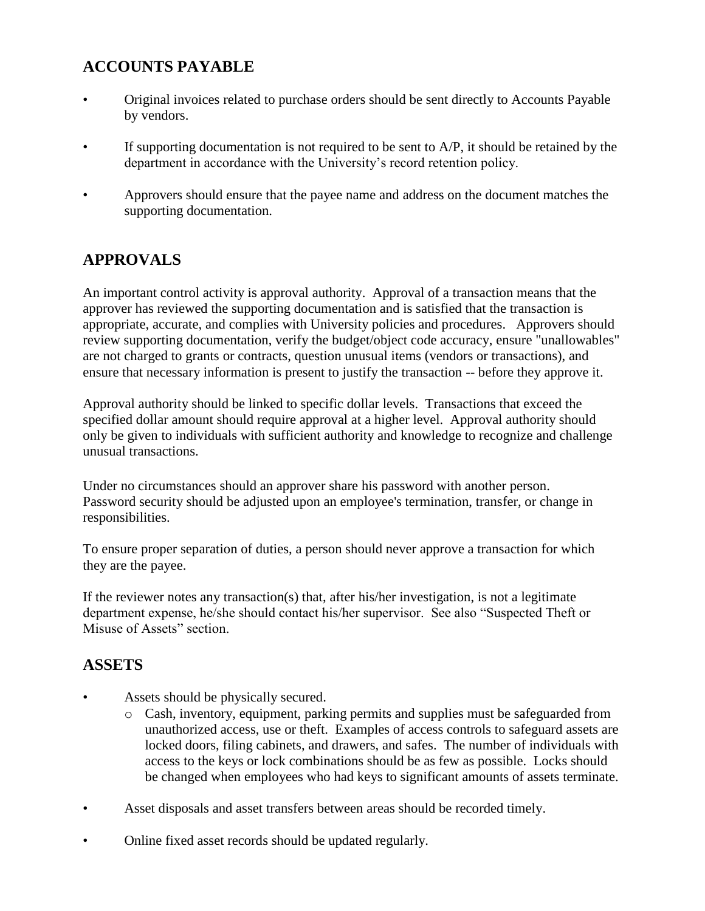## ACCOUNTS PAYABLE

- Original invoices related to purchase orders should be sent directly to Accounts Payable by vendors.
- If supporting documentation is not required to be sent to A/P, it should be retained by the department in accordance with the University's record retention policy.
- Approvers should ensure that the payee name and address on the document matches the supporting documentation.

## APPROVALS

An important control activity is approval authority. Approval of a transaction means that the approver has reviewed the supporting documentation and is satisfied that the transaction is appropriate, accurate, and complies with University policies and procedures. Approvers should review supporting documentation, verify the budget/object code accuracy, ensure "unallowables" are not charged to grants or contracts, question unusual items (vendors or transactions), and ensure that necessary information is present to justify the transaction -- before they approve it.

Approval authority should be linked to specific dollar levels. Transactions that exceed the specified dollar amount should require approval at a higher level. Approval authority should only be given to individuals with sufficient authority and knowledge to recognize and challenge unusual transactions.

Under no circumstances should an approver share his password with another person. Password security should be adjusted upon an employee's termination, transfer, or change in responsibilities.

To ensure proper separation of duties, a person should never approve a transaction for which they are the payee.

If the reviewer notes any transaction(s) that, after his/her investigation, is not a legitimate department expense, he/she should contact his/her supervisor. See also "Suspected Theft or Misuse of Assets" section.

## ASSETS

- Assets should be physically secured.
  - Cash, inventory, equipment, parking permits and supplies must be safeguarded from unauthorized access, use or theft. Examples of access controls to safeguard assets are locked doors, filing cabinets, and drawers, and safes. The number of individuals with access to the keys or lock combinations should be as few as possible. Locks should be changed when employees who had keys to significant amounts of assets terminate.
- Asset disposals and asset transfers between areas should be recorded timely.
- Online fixed asset records should be updated regularly.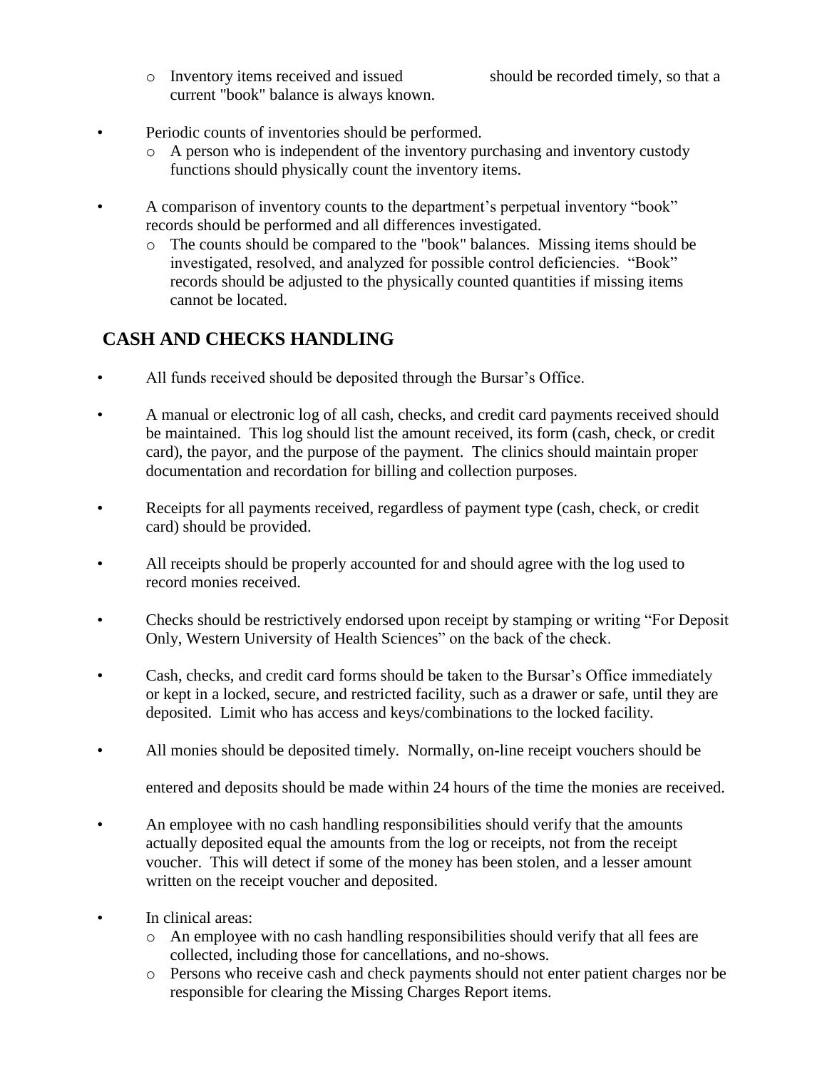- Inventory items received and issued should be recorded timely, so that a current "book" balance is always known.

- Periodic counts of inventories should be performed.
    - A person who is independent of the inventory purchasing and inventory custody functions should physically count the inventory items.

- A comparison of inventory counts to the department's perpetual inventory "book" records should be performed and all differences investigated.
    - The counts should be compared to the "book" balances. Missing items should be investigated, resolved, and analyzed for possible control deficiencies. "Book" records should be adjusted to the physically counted quantities if missing items cannot be located.

## CASH AND CHECKS HANDLING

- All funds received should be deposited through the Bursar's Office.

- A manual or electronic log of all cash, checks, and credit card payments received should be maintained. This log should list the amount received, its form (cash, check, or credit card), the payor, and the purpose of the payment. The clinics should maintain proper documentation and recordation for billing and collection purposes.

- Receipts for all payments received, regardless of payment type (cash, check, or credit card) should be provided.

- All receipts should be properly accounted for and should agree with the log used to record monies received.

- Checks should be restrictively endorsed upon receipt by stamping or writing "For Deposit Only, Western University of Health Sciences" on the back of the check.

- Cash, checks, and credit card forms should be taken to the Bursar's Office immediately or kept in a locked, secure, and restricted facility, such as a drawer or safe, until they are deposited. Limit who has access and keys/combinations to the locked facility.

- All monies should be deposited timely. Normally, on-line receipt vouchers should be entered and deposits should be made within 24 hours of the time the monies are received.

- An employee with no cash handling responsibilities should verify that the amounts actually deposited equal the amounts from the log or receipts, not from the receipt voucher. This will detect if some of the money has been stolen, and a lesser amount written on the receipt voucher and deposited.

- In clinical areas:
    - An employee with no cash handling responsibilities should verify that all fees are collected, including those for cancellations, and no-shows.
    - Persons who receive cash and check payments should not enter patient charges nor be responsible for clearing the Missing Charges Report items.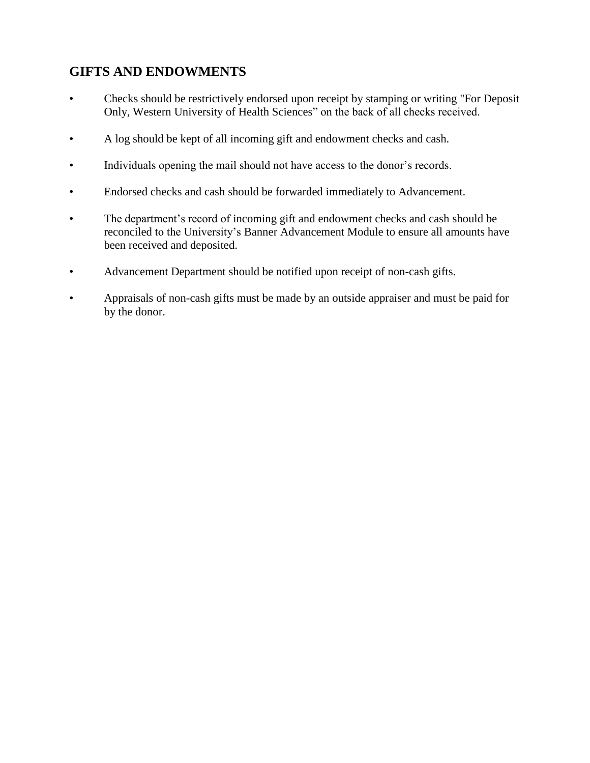## GIFTS AND ENDOWMENTS

- Checks should be restrictively endorsed upon receipt by stamping or writing "For Deposit Only, Western University of Health Sciences" on the back of all checks received.
- A log should be kept of all incoming gift and endowment checks and cash.
- Individuals opening the mail should not have access to the donor's records.
- Endorsed checks and cash should be forwarded immediately to Advancement.
- The department's record of incoming gift and endowment checks and cash should be reconciled to the University's Banner Advancement Module to ensure all amounts have been received and deposited.
- Advancement Department should be notified upon receipt of non-cash gifts.
- Appraisals of non-cash gifts must be made by an outside appraiser and must be paid for by the donor.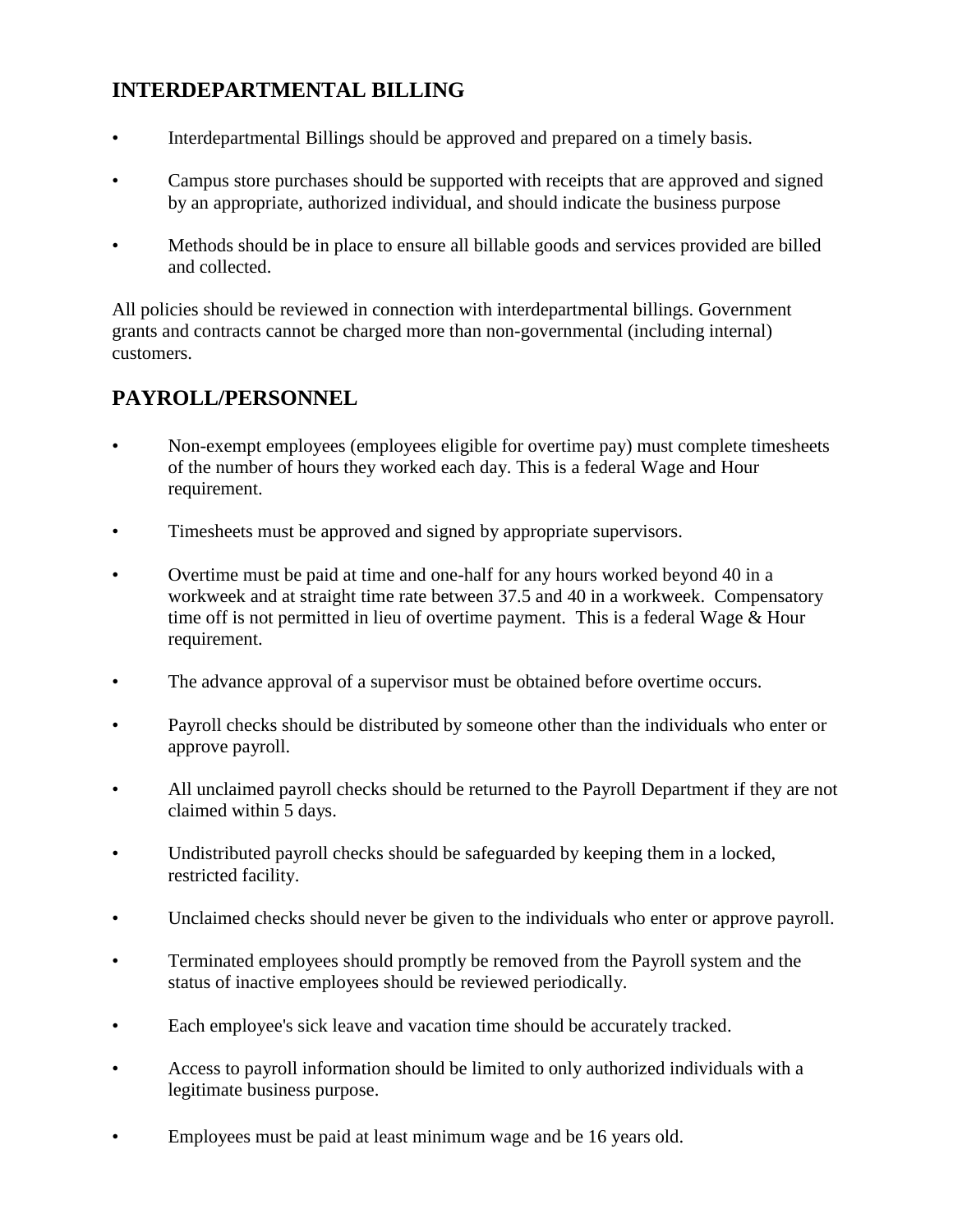## INTERDEPARTMENTAL BILLING

- Interdepartmental Billings should be approved and prepared on a timely basis.
- Campus store purchases should be supported with receipts that are approved and signed by an appropriate, authorized individual, and should indicate the business purpose
- Methods should be in place to ensure all billable goods and services provided are billed and collected.

All policies should be reviewed in connection with interdepartmental billings. Government grants and contracts cannot be charged more than non-governmental (including internal) customers.

## PAYROLL/PERSONNEL

- Non-exempt employees (employees eligible for overtime pay) must complete timesheets of the number of hours they worked each day. This is a federal Wage and Hour requirement.
- Timesheets must be approved and signed by appropriate supervisors.
- Overtime must be paid at time and one-half for any hours worked beyond 40 in a workweek and at straight time rate between 37.5 and 40 in a workweek. Compensatory time off is not permitted in lieu of overtime payment. This is a federal Wage & Hour requirement.
- The advance approval of a supervisor must be obtained before overtime occurs.
- Payroll checks should be distributed by someone other than the individuals who enter or approve payroll.
- All unclaimed payroll checks should be returned to the Payroll Department if they are not claimed within 5 days.
- Undistributed payroll checks should be safeguarded by keeping them in a locked, restricted facility.
- Unclaimed checks should never be given to the individuals who enter or approve payroll.
- Terminated employees should promptly be removed from the Payroll system and the status of inactive employees should be reviewed periodically.
- Each employee's sick leave and vacation time should be accurately tracked.
- Access to payroll information should be limited to only authorized individuals with a legitimate business purpose.
- Employees must be paid at least minimum wage and be 16 years old.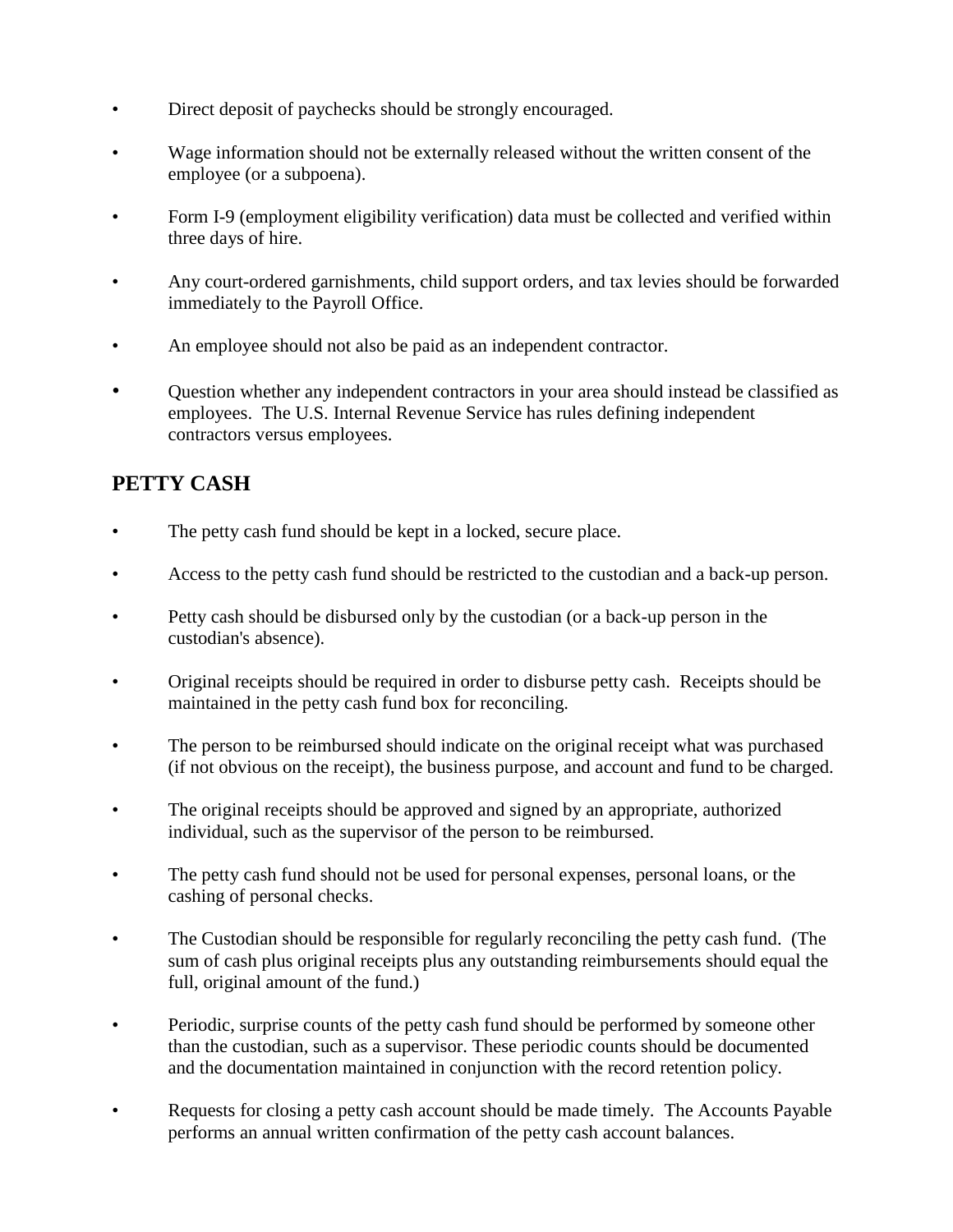- Direct deposit of paychecks should be strongly encouraged.
- Wage information should not be externally released without the written consent of the employee (or a subpoena).
- Form I-9 (employment eligibility verification) data must be collected and verified within three days of hire.
- Any court-ordered garnishments, child support orders, and tax levies should be forwarded immediately to the Payroll Office.
- An employee should not also be paid as an independent contractor.
- Question whether any independent contractors in your area should instead be classified as employees. The U.S. Internal Revenue Service has rules defining independent contractors versus employees.

## PETTY CASH

- The petty cash fund should be kept in a locked, secure place.
- Access to the petty cash fund should be restricted to the custodian and a back-up person.
- Petty cash should be disbursed only by the custodian (or a back-up person in the custodian's absence).
- Original receipts should be required in order to disburse petty cash. Receipts should be maintained in the petty cash fund box for reconciling.
- The person to be reimbursed should indicate on the original receipt what was purchased (if not obvious on the receipt), the business purpose, and account and fund to be charged.
- The original receipts should be approved and signed by an appropriate, authorized individual, such as the supervisor of the person to be reimbursed.
- The petty cash fund should not be used for personal expenses, personal loans, or the cashing of personal checks.
- The Custodian should be responsible for regularly reconciling the petty cash fund. (The sum of cash plus original receipts plus any outstanding reimbursements should equal the full, original amount of the fund.)
- Periodic, surprise counts of the petty cash fund should be performed by someone other than the custodian, such as a supervisor. These periodic counts should be documented and the documentation maintained in conjunction with the record retention policy.
- Requests for closing a petty cash account should be made timely. The Accounts Payable performs an annual written confirmation of the petty cash account balances.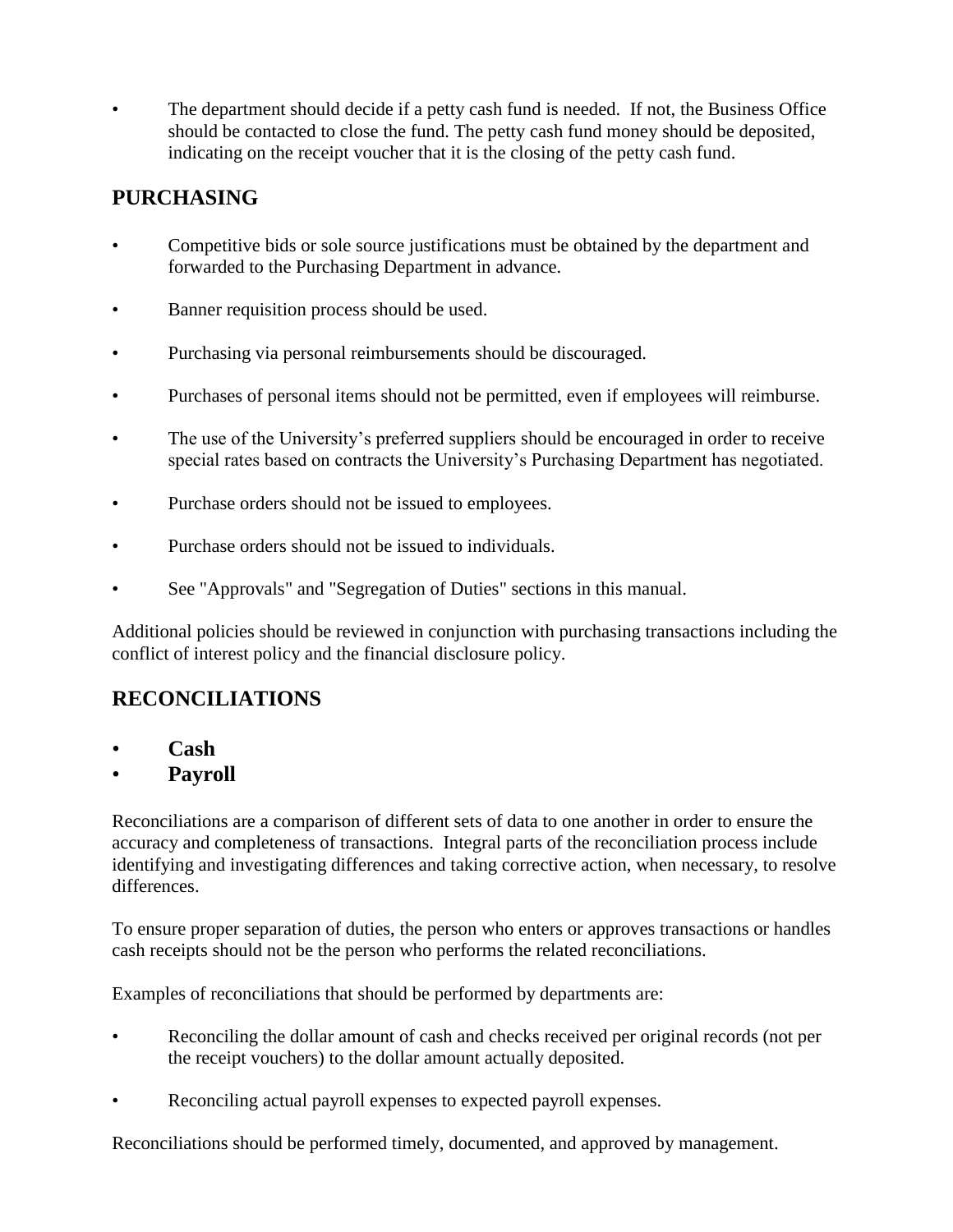- The department should decide if a petty cash fund is needed. If not, the Business Office should be contacted to close the fund. The petty cash fund money should be deposited, indicating on the receipt voucher that it is the closing of the petty cash fund.

## PURCHASING

- Competitive bids or sole source justifications must be obtained by the department and forwarded to the Purchasing Department in advance.
- Banner requisition process should be used.
- Purchasing via personal reimbursements should be discouraged.
- Purchases of personal items should not be permitted, even if employees will reimburse.
- The use of the University's preferred suppliers should be encouraged in order to receive special rates based on contracts the University's Purchasing Department has negotiated.
- Purchase orders should not be issued to employees.
- Purchase orders should not be issued to individuals.
- See "Approvals" and "Segregation of Duties" sections in this manual.

Additional policies should be reviewed in conjunction with purchasing transactions including the conflict of interest policy and the financial disclosure policy.

## RECONCILIATIONS

- **Cash**
- **Payroll**

Reconciliations are a comparison of different sets of data to one another in order to ensure the accuracy and completeness of transactions. Integral parts of the reconciliation process include identifying and investigating differences and taking corrective action, when necessary, to resolve differences.

To ensure proper separation of duties, the person who enters or approves transactions or handles cash receipts should not be the person who performs the related reconciliations.

Examples of reconciliations that should be performed by departments are:

- Reconciling the dollar amount of cash and checks received per original records (not per the receipt vouchers) to the dollar amount actually deposited.
- Reconciling actual payroll expenses to expected payroll expenses.

Reconciliations should be performed timely, documented, and approved by management.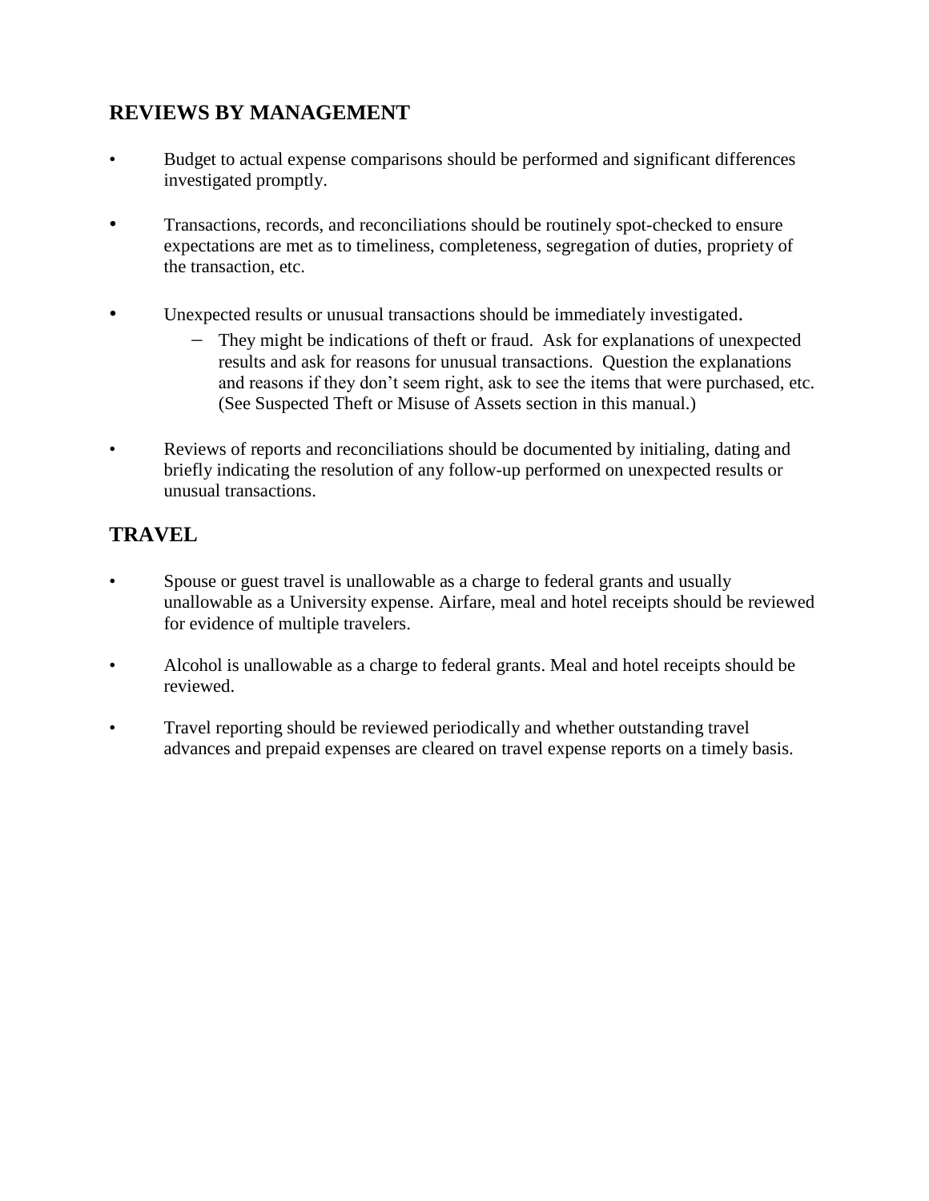## REVIEWS BY MANAGEMENT

- Budget to actual expense comparisons should be performed and significant differences investigated promptly.
- Transactions, records, and reconciliations should be routinely spot-checked to ensure expectations are met as to timeliness, completeness, segregation of duties, propriety of the transaction, etc.
- Unexpected results or unusual transactions should be immediately investigated.
  - They might be indications of theft or fraud. Ask for explanations of unexpected results and ask for reasons for unusual transactions. Question the explanations and reasons if they don't seem right, ask to see the items that were purchased, etc. (See Suspected Theft or Misuse of Assets section in this manual.)
- Reviews of reports and reconciliations should be documented by initialing, dating and briefly indicating the resolution of any follow-up performed on unexpected results or unusual transactions.

## TRAVEL

- Spouse or guest travel is unallowable as a charge to federal grants and usually unallowable as a University expense. Airfare, meal and hotel receipts should be reviewed for evidence of multiple travelers.
- Alcohol is unallowable as a charge to federal grants. Meal and hotel receipts should be reviewed.
- Travel reporting should be reviewed periodically and whether outstanding travel advances and prepaid expenses are cleared on travel expense reports on a timely basis.